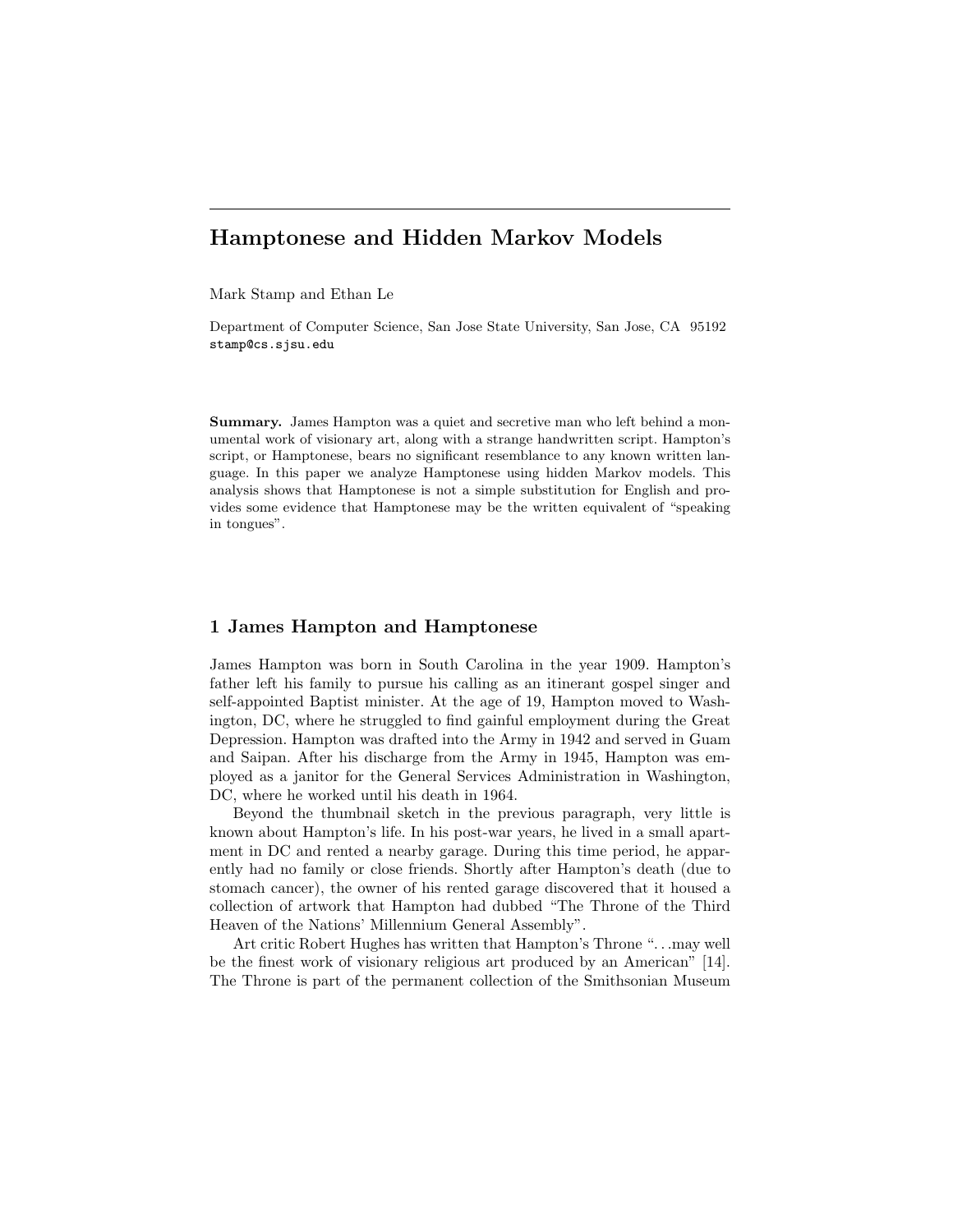# Hamptonese and Hidden Markov Models

Mark Stamp and Ethan Le

Department of Computer Science, San Jose State University, San Jose, CA 95192
stamp@cs.sjsu.edu

**Summary.** James Hampton was a quiet and secretive man who left behind a monumental work of visionary art, along with a strange handwritten script. Hampton's script, or Hamptonese, bears no significant resemblance to any known written language. In this paper we analyze Hamptonese using hidden Markov models. This analysis shows that Hamptonese is not a simple substitution for English and provides some evidence that Hamptonese may be the written equivalent of "speaking in tongues".

## 1 James Hampton and Hamptonese

James Hampton was born in South Carolina in the year 1909. Hampton's father left his family to pursue his calling as an itinerant gospel singer and self-appointed Baptist minister. At the age of 19, Hampton moved to Washington, DC, where he struggled to find gainful employment during the Great Depression. Hampton was drafted into the Army in 1942 and served in Guam and Saipan. After his discharge from the Army in 1945, Hampton was employed as a janitor for the General Services Administration in Washington, DC, where he worked until his death in 1964.

Beyond the thumbnail sketch in the previous paragraph, very little is known about Hampton's life. In his post-war years, he lived in a small apartment in DC and rented a nearby garage. During this time period, he apparently had no family or close friends. Shortly after Hampton's death (due to stomach cancer), the owner of his rented garage discovered that it housed a collection of artwork that Hampton had dubbed "The Throne of the Third Heaven of the Nations' Millennium General Assembly".

Art critic Robert Hughes has written that Hampton's Throne "...may well be the finest work of visionary religious art produced by an American" [14]. The Throne is part of the permanent collection of the Smithsonian Museum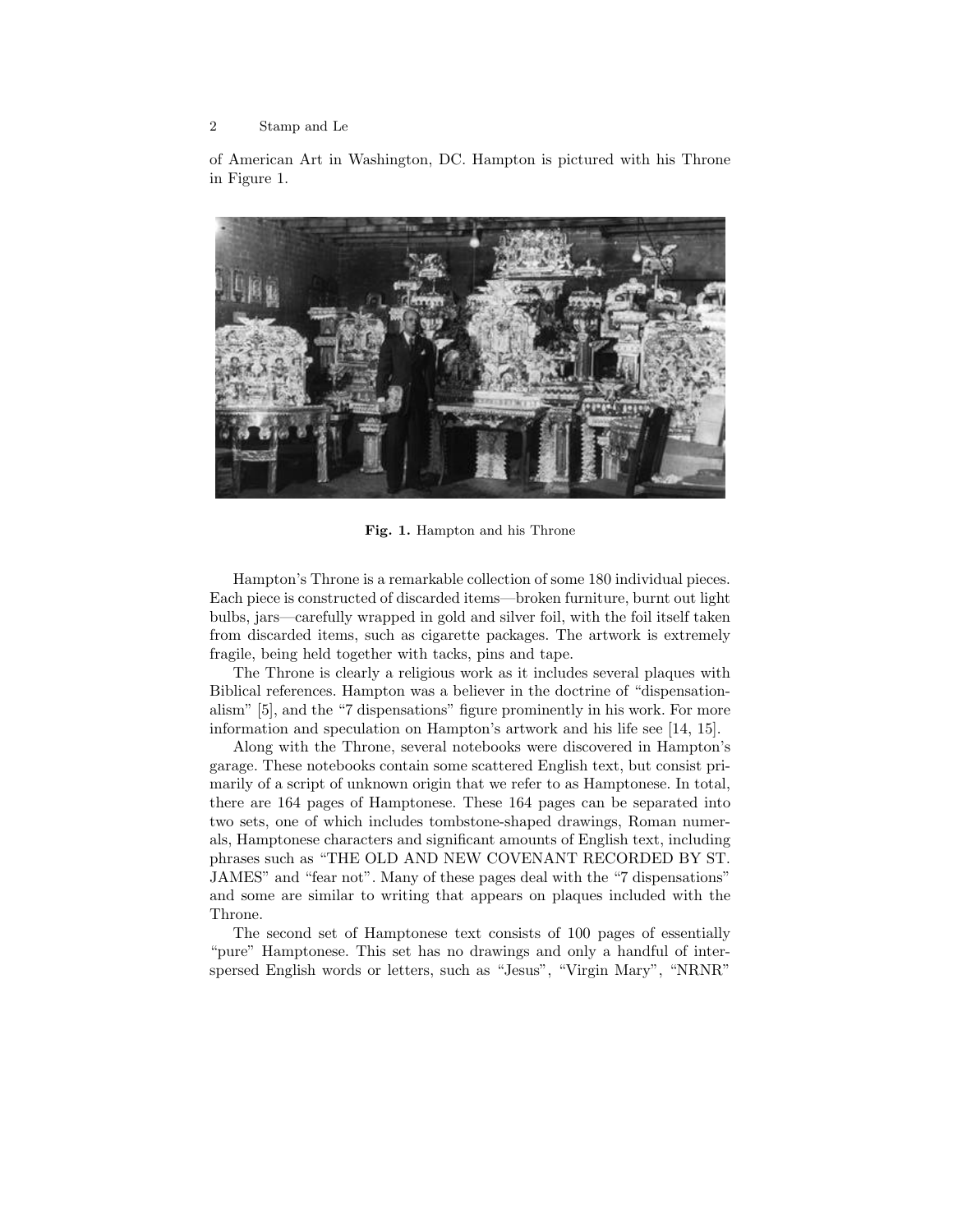of American Art in Washington, DC. Hampton is pictured with his Throne in Figure 1.

**Fig. 1.** Hampton and his Throne

Hampton's Throne is a remarkable collection of some 180 individual pieces. Each piece is constructed of discarded items—broken furniture, burnt out light bulbs, jars—carefully wrapped in gold and silver foil, with the foil itself taken from discarded items, such as cigarette packages. The artwork is extremely fragile, being held together with tacks, pins and tape.

The Throne is clearly a religious work as it includes several plaques with Biblical references. Hampton was a believer in the doctrine of "dispensationalism" [5], and the "7 dispensations" figure prominently in his work. For more information and speculation on Hampton's artwork and his life see [14, 15].

Along with the Throne, several notebooks were discovered in Hampton's garage. These notebooks contain some scattered English text, but consist primarily of a script of unknown origin that we refer to as Hamptonese. In total, there are 164 pages of Hamptonese. These 164 pages can be separated into two sets, one of which includes tombstone-shaped drawings, Roman numerals, Hamptonese characters and significant amounts of English text, including phrases such as "THE OLD AND NEW COVENANT RECORDED BY ST. JAMES" and "fear not". Many of these pages deal with the "7 dispensations" and some are similar to writing that appears on plaques included with the Throne.

The second set of Hamptonese text consists of 100 pages of essentially "pure" Hamptonese. This set has no drawings and only a handful of interspersed English words or letters, such as "Jesus", "Virgin Mary", "NRNR"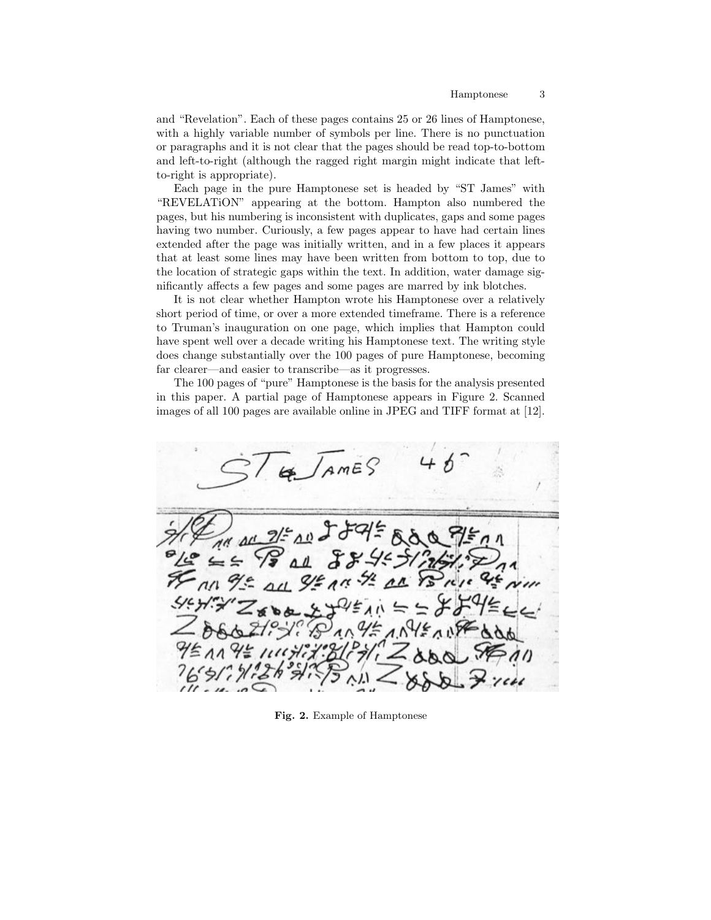and "Revelation". Each of these pages contains 25 or 26 lines of Hamptonese, with a highly variable number of symbols per line. There is no punctuation or paragraphs and it is not clear that the pages should be read top-to-bottom and left-to-right (although the ragged right margin might indicate that left-to-right is appropriate).

Each page in the pure Hamptonese set is headed by "ST James" with "REVELATiON" appearing at the bottom. Hampton also numbered the pages, but his numbering is inconsistent with duplicates, gaps and some pages having two number. Curiously, a few pages appear to have had certain lines extended after the page was initially written, and in a few places it appears that at least some lines may have been written from bottom to top, due to the location of strategic gaps within the text. In addition, water damage significantly affects a few pages and some pages are marred by ink blotches.

It is not clear whether Hampton wrote his Hamptonese over a relatively short period of time, or over a more extended timeframe. There is a reference to Truman's inauguration on one page, which implies that Hampton could have spent well over a decade writing his Hamptonese text. The writing style does change substantially over the 100 pages of pure Hamptonese, becoming far clearer—and easier to transcribe—as it progresses.

The 100 pages of "pure" Hamptonese is the basis for the analysis presented in this paper. A partial page of Hamptonese appears in Figure 2. Scanned images of all 100 pages are available online in JPEG and TIFF format at [12].

**Fig. 2.** Example of Hamptonese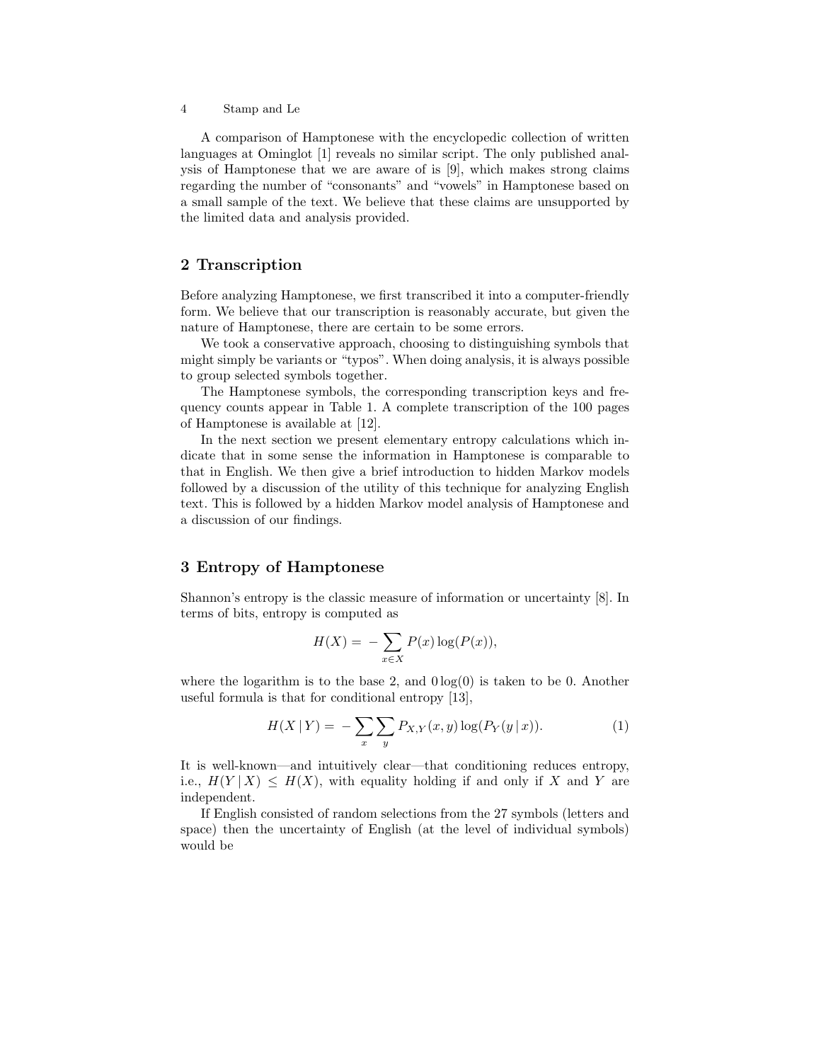A comparison of Hamptonese with the encyclopedic collection of written languages at Ominglot [1] reveals no similar script. The only published analysis of Hamptonese that we are aware of is [9], which makes strong claims regarding the number of "consonants" and "vowels" in Hamptonese based on a small sample of the text. We believe that these claims are unsupported by the limited data and analysis provided.

## 2 Transcription

Before analyzing Hamptonese, we first transcribed it into a computer-friendly form. We believe that our transcription is reasonably accurate, but given the nature of Hamptonese, there are certain to be some errors.

We took a conservative approach, choosing to distinguishing symbols that might simply be variants or "typos". When doing analysis, it is always possible to group selected symbols together.

The Hamptonese symbols, the corresponding transcription keys and frequency counts appear in Table 1. A complete transcription of the 100 pages of Hamptonese is available at [12].

In the next section we present elementary entropy calculations which indicate that in some sense the information in Hamptonese is comparable to that in English. We then give a brief introduction to hidden Markov models followed by a discussion of the utility of this technique for analyzing English text. This is followed by a hidden Markov model analysis of Hamptonese and a discussion of our findings.

## 3 Entropy of Hamptonese

Shannon's entropy is the classic measure of information or uncertainty [8]. In terms of bits, entropy is computed as

$$H(X) = -\sum_{x \in X} P(x) \log(P(x)),$$

where the logarithm is to the base 2, and $0 \log(0)$ is taken to be 0. Another useful formula is that for conditional entropy [13],

$$H(X \mid Y) = -\sum_{x} \sum_{y} P_{X,Y}(x, y) \log(P_Y(y \mid x)). \tag{1}$$

It is well-known—and intuitively clear—that conditioning reduces entropy, i.e., $H(Y \mid X) \leq H(X)$, with equality holding if and only if $X$ and $Y$ are independent.

If English consisted of random selections from the 27 symbols (letters and space) then the uncertainty of English (at the level of individual symbols) would be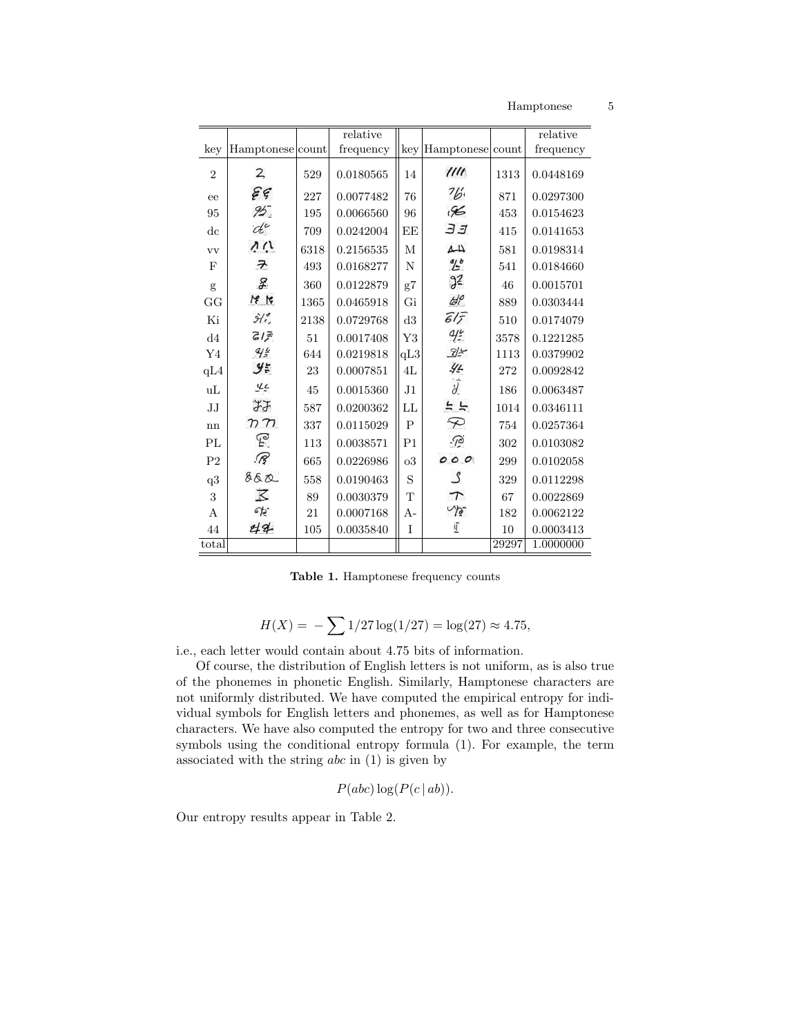| key | Hamptonese | count | relative frequency | key | Hamptonese | count | relative frequency |
|---|---|---|---|---|---|---|---|
| 2 | | 529 | 0.0180565 | 14 | | 1313 | 0.0448169 |
| ee | | 227 | 0.0077482 | 76 | | 871 | 0.0297300 |
| 95 | | 195 | 0.0066560 | 96 | | 453 | 0.0154623 |
| dc | | 709 | 0.0242004 | EE | | 415 | 0.0141653 |
| vv | | 6318 | 0.2156535 | M | | 581 | 0.0198314 |
| F | | 493 | 0.0168277 | N | | 541 | 0.0184660 |
| g | | 360 | 0.0122879 | g7 | | 46 | 0.0015701 |
| GG | | 1365 | 0.0465918 | Gi | | 889 | 0.0303444 |
| Ki | | 2138 | 0.0729768 | d3 | | 510 | 0.0174079 |
| d4 | | 51 | 0.0017408 | Y3 | | 3578 | 0.1221285 |
| Y4 | | 644 | 0.0219818 | qL3 | | 1113 | 0.0379902 |
| qL4 | | 23 | 0.0007851 | 4L | | 272 | 0.0092842 |
| uL | | 45 | 0.0015360 | J1 | | 186 | 0.0063487 |
| JJ | | 587 | 0.0200362 | LL | | 1014 | 0.0346111 |
| nn | | 337 | 0.0115029 | P | | 754 | 0.0257364 |
| PL | | 113 | 0.0038571 | P1 | | 302 | 0.0103082 |
| P2 | | 665 | 0.0226986 | o3 | | 299 | 0.0102058 |
| q3 | | 558 | 0.0190463 | S | | 329 | 0.0112298 |
| 3 | | 89 | 0.0030379 | T | | 67 | 0.0022869 |
| A | | 21 | 0.0007168 | A- | | 182 | 0.0062122 |
| 44 | | 105 | 0.0035840 | I | | 10 | 0.0003413 |
| total | | | | | | 29297 | 1.0000000 |

**Table 1.** Hamptonese frequency counts

$$H(X) = -\sum 1/27 \log(1/27) = \log(27) \approx 4.75,$$

i.e., each letter would contain about 4.75 bits of information.

Of course, the distribution of English letters is not uniform, as is also true of the phonemes in phonetic English. Similarly, Hamptonese characters are not uniformly distributed. We have computed the empirical entropy for individual symbols for English letters and phonemes, as well as for Hamptonese characters. We have also computed the entropy for two and three consecutive symbols using the conditional entropy formula (1). For example, the term associated with the string *abc* in (1) is given by

$$P(abc)\log(P(c\,|\,ab)).$$

Our entropy results appear in Table 2.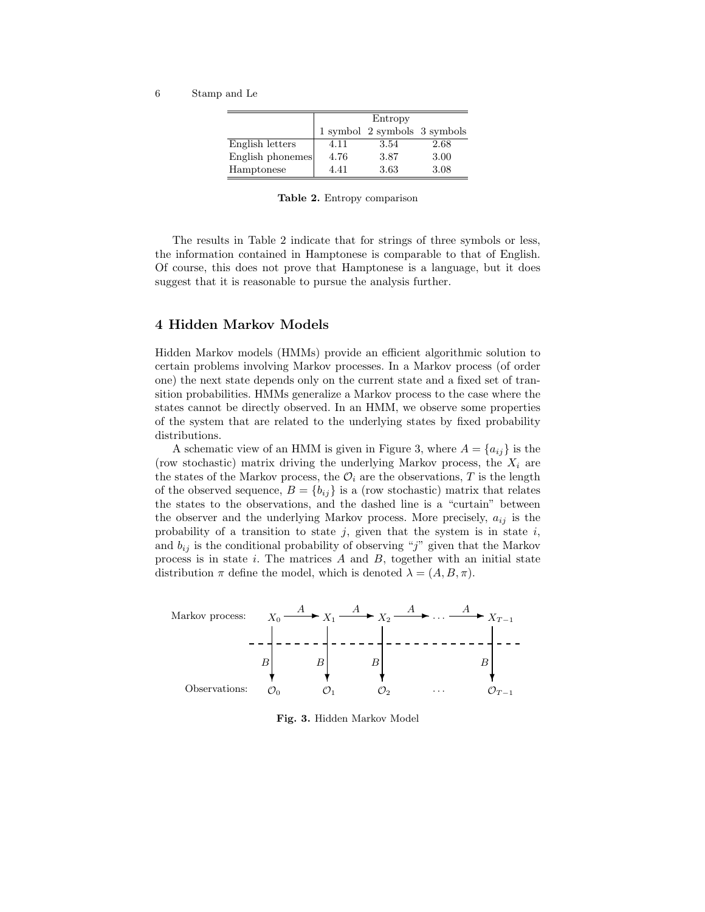| | Entropy | | |
|---|---|---|---|
| | 1 symbol | 2 symbols | 3 symbols |
| English letters | 4.11 | 3.54 | 2.68 |
| English phonemes | 4.76 | 3.87 | 3.00 |
| Hamptonese | 4.41 | 3.63 | 3.08 |

**Table 2.** Entropy comparison

The results in Table 2 indicate that for strings of three symbols or less, the information contained in Hamptonese is comparable to that of English. Of course, this does not prove that Hamptonese is a language, but it does suggest that it is reasonable to pursue the analysis further.

## 4 Hidden Markov Models

Hidden Markov models (HMMs) provide an efficient algorithmic solution to certain problems involving Markov processes. In a Markov process (of order one) the next state depends only on the current state and a fixed set of transition probabilities. HMMs generalize a Markov process to the case where the states cannot be directly observed. In an HMM, we observe some properties of the system that are related to the underlying states by fixed probability distributions.

A schematic view of an HMM is given in Figure 3, where $A = \{a_{ij}\}$ is the (row stochastic) matrix driving the underlying Markov process, the $X_i$ are the states of the Markov process, the $\mathcal{O}_i$ are the observations, $T$ is the length of the observed sequence, $B = \{b_{ij}\}$ is a (row stochastic) matrix that relates the states to the observations, and the dashed line is a "curtain" between the observer and the underlying Markov process. More precisely, $a_{ij}$ is the probability of a transition to state $j$, given that the system is in state $i$, and $b_{ij}$ is the conditional probability of observing "$j$" given that the Markov process is in state $i$. The matrices $A$ and $B$, together with an initial state distribution $\pi$ define the model, which is denoted $\lambda = (A, B, \pi)$.

$$
\begin{array}{lccccccccc}
\text{Markov process:} & X_0 & \xrightarrow{A} & X_1 & \xrightarrow{A} & X_2 & \xrightarrow{A} & \cdots & \xrightarrow{A} & X_{T-1} \\
 & \downarrow B & & \downarrow B & & \downarrow B & & & & \downarrow B \\
\text{Observations:} & \mathcal{O}_0 & & \mathcal{O}_1 & & \mathcal{O}_2 & & \cdots & & \mathcal{O}_{T-1}
\end{array}
$$

**Fig. 3.** Hidden Markov Model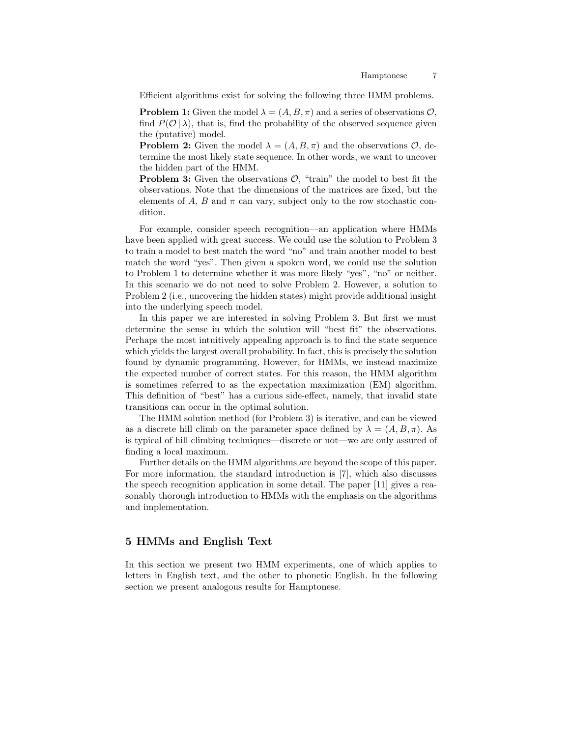Efficient algorithms exist for solving the following three HMM problems.

**Problem 1:** Given the model $\lambda = (A, B, \pi)$ and a series of observations $\mathcal{O}$, find $P(\mathcal{O} \,|\, \lambda)$, that is, find the probability of the observed sequence given the (putative) model.
**Problem 2:** Given the model $\lambda = (A, B, \pi)$ and the observations $\mathcal{O}$, determine the most likely state sequence. In other words, we want to uncover the hidden part of the HMM.
**Problem 3:** Given the observations $\mathcal{O}$, "train" the model to best fit the observations. Note that the dimensions of the matrices are fixed, but the elements of $A$, $B$ and $\pi$ can vary, subject only to the row stochastic condition.

For example, consider speech recognition—an application where HMMs have been applied with great success. We could use the solution to Problem 3 to train a model to best match the word "no" and train another model to best match the word "yes". Then given a spoken word, we could use the solution to Problem 1 to determine whether it was more likely "yes", "no" or neither. In this scenario we do not need to solve Problem 2. However, a solution to Problem 2 (i.e., uncovering the hidden states) might provide additional insight into the underlying speech model.

In this paper we are interested in solving Problem 3. But first we must determine the sense in which the solution will "best fit" the observations. Perhaps the most intuitively appealing approach is to find the state sequence which yields the largest overall probability. In fact, this is precisely the solution found by dynamic programming. However, for HMMs, we instead maximize the expected number of correct states. For this reason, the HMM algorithm is sometimes referred to as the expectation maximization (EM) algorithm. This definition of "best" has a curious side-effect, namely, that invalid state transitions can occur in the optimal solution.

The HMM solution method (for Problem 3) is iterative, and can be viewed as a discrete hill climb on the parameter space defined by $\lambda = (A, B, \pi)$. As is typical of hill climbing techniques—discrete or not—we are only assured of finding a local maximum.

Further details on the HMM algorithms are beyond the scope of this paper. For more information, the standard introduction is [7], which also discusses the speech recognition application in some detail. The paper [11] gives a reasonably thorough introduction to HMMs with the emphasis on the algorithms and implementation.

## 5 HMMs and English Text

In this section we present two HMM experiments, one of which applies to letters in English text, and the other to phonetic English. In the following section we present analogous results for Hamptonese.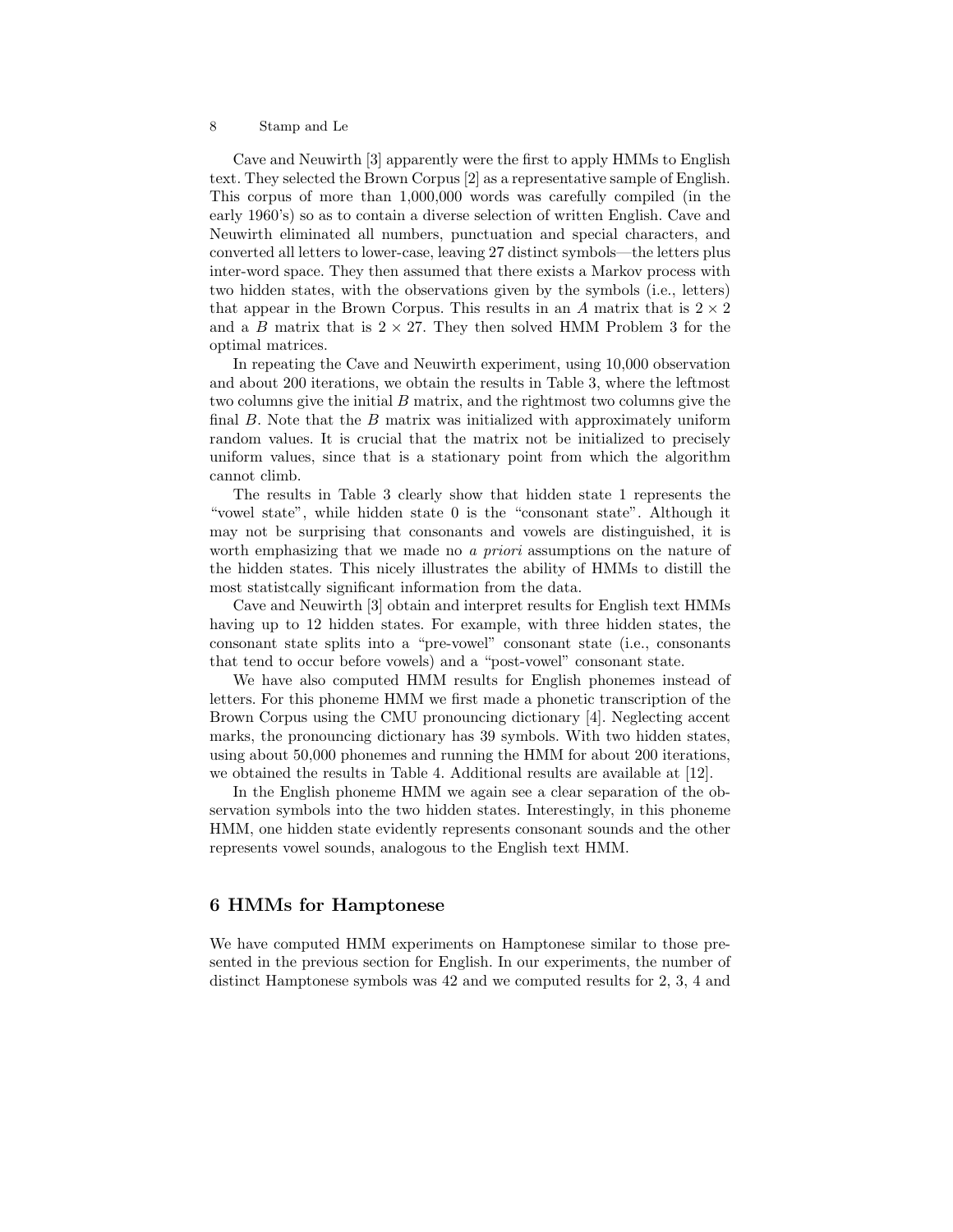Cave and Neuwirth [3] apparently were the first to apply HMMs to English text. They selected the Brown Corpus [2] as a representative sample of English. This corpus of more than 1,000,000 words was carefully compiled (in the early 1960's) so as to contain a diverse selection of written English. Cave and Neuwirth eliminated all numbers, punctuation and special characters, and converted all letters to lower-case, leaving 27 distinct symbols—the letters plus inter-word space. They then assumed that there exists a Markov process with two hidden states, with the observations given by the symbols (i.e., letters) that appear in the Brown Corpus. This results in an $A$ matrix that is $2 \times 2$ and a $B$ matrix that is $2 \times 27$. They then solved HMM Problem 3 for the optimal matrices.

In repeating the Cave and Neuwirth experiment, using 10,000 observation and about 200 iterations, we obtain the results in Table 3, where the leftmost two columns give the initial $B$ matrix, and the rightmost two columns give the final $B$. Note that the $B$ matrix was initialized with approximately uniform random values. It is crucial that the matrix not be initialized to precisely uniform values, since that is a stationary point from which the algorithm cannot climb.

The results in Table 3 clearly show that hidden state 1 represents the "vowel state", while hidden state 0 is the "consonant state". Although it may not be surprising that consonants and vowels are distinguished, it is worth emphasizing that we made no *a priori* assumptions on the nature of the hidden states. This nicely illustrates the ability of HMMs to distill the most statistcally significant information from the data.

Cave and Neuwirth [3] obtain and interpret results for English text HMMs having up to 12 hidden states. For example, with three hidden states, the consonant state splits into a "pre-vowel" consonant state (i.e., consonants that tend to occur before vowels) and a "post-vowel" consonant state.

We have also computed HMM results for English phonemes instead of letters. For this phoneme HMM we first made a phonetic transcription of the Brown Corpus using the CMU pronouncing dictionary [4]. Neglecting accent marks, the pronouncing dictionary has 39 symbols. With two hidden states, using about 50,000 phonemes and running the HMM for about 200 iterations, we obtained the results in Table 4. Additional results are available at [12].

In the English phoneme HMM we again see a clear separation of the observation symbols into the two hidden states. Interestingly, in this phoneme HMM, one hidden state evidently represents consonant sounds and the other represents vowel sounds, analogous to the English text HMM.

## 6 HMMs for Hamptonese

We have computed HMM experiments on Hamptonese similar to those presented in the previous section for English. In our experiments, the number of distinct Hamptonese symbols was 42 and we computed results for 2, 3, 4 and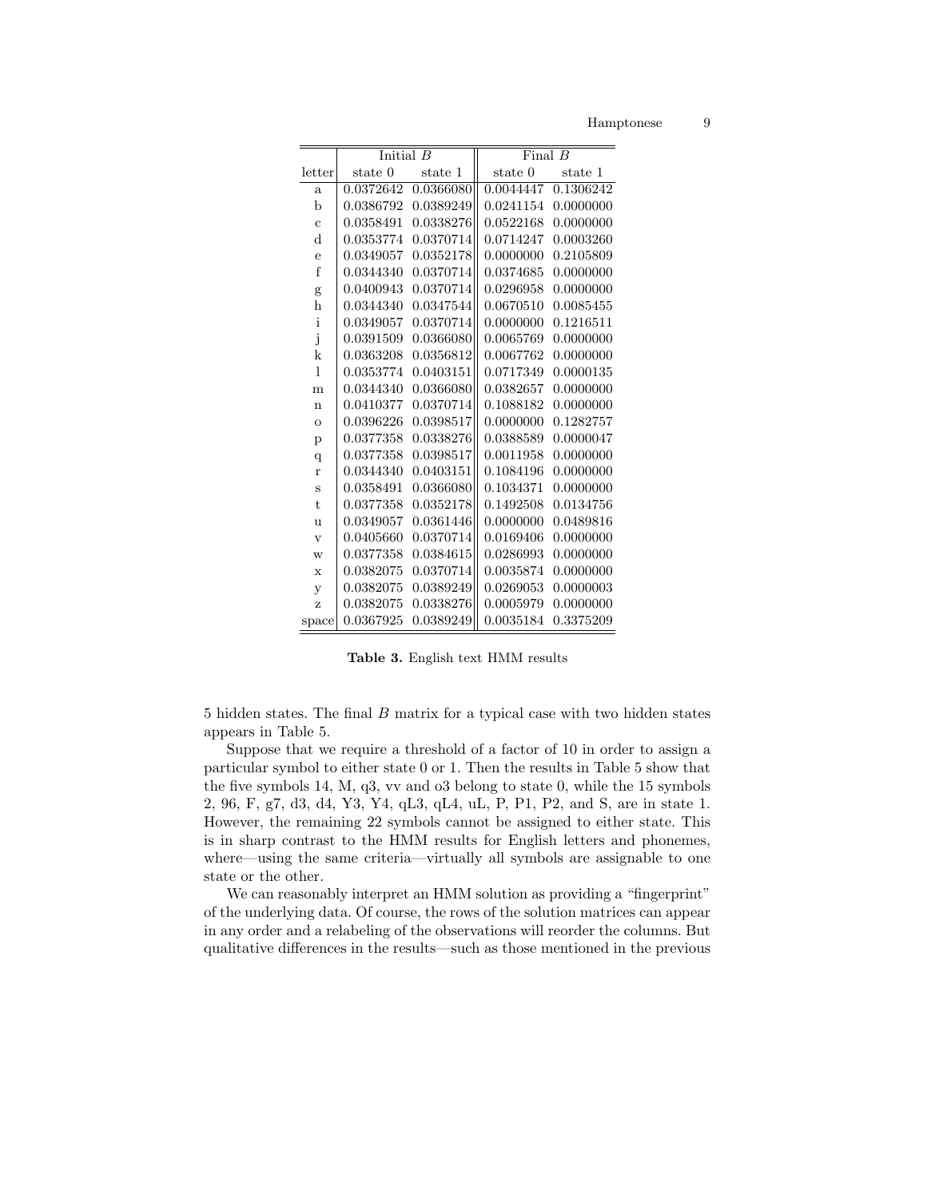| | Initial $B$ | | Final $B$ | |
|---|---|---|---|---|
| letter | state 0 | state 1 | state 0 | state 1 |
| a | 0.0372642 | 0.0366080 | 0.0044447 | 0.1306242 |
| b | 0.0386792 | 0.0389249 | 0.0241154 | 0.0000000 |
| c | 0.0358491 | 0.0338276 | 0.0522168 | 0.0000000 |
| d | 0.0353774 | 0.0370714 | 0.0714247 | 0.0003260 |
| e | 0.0349057 | 0.0352178 | 0.0000000 | 0.2105809 |
| f | 0.0344340 | 0.0370714 | 0.0374685 | 0.0000000 |
| g | 0.0400943 | 0.0370714 | 0.0296958 | 0.0000000 |
| h | 0.0344340 | 0.0347544 | 0.0670510 | 0.0085455 |
| i | 0.0349057 | 0.0370714 | 0.0000000 | 0.1216511 |
| j | 0.0391509 | 0.0366080 | 0.0065769 | 0.0000000 |
| k | 0.0363208 | 0.0356812 | 0.0067762 | 0.0000000 |
| l | 0.0353774 | 0.0403151 | 0.0717349 | 0.0000135 |
| m | 0.0344340 | 0.0366080 | 0.0382657 | 0.0000000 |
| n | 0.0410377 | 0.0370714 | 0.1088182 | 0.0000000 |
| o | 0.0396226 | 0.0398517 | 0.0000000 | 0.1282757 |
| p | 0.0377358 | 0.0338276 | 0.0388589 | 0.0000047 |
| q | 0.0377358 | 0.0398517 | 0.0011958 | 0.0000000 |
| r | 0.0344340 | 0.0403151 | 0.1084196 | 0.0000000 |
| s | 0.0358491 | 0.0366080 | 0.1034371 | 0.0000000 |
| t | 0.0377358 | 0.0352178 | 0.1492508 | 0.0134756 |
| u | 0.0349057 | 0.0361446 | 0.0000000 | 0.0489816 |
| v | 0.0405660 | 0.0370714 | 0.0169406 | 0.0000000 |
| w | 0.0377358 | 0.0384615 | 0.0286993 | 0.0000000 |
| x | 0.0382075 | 0.0370714 | 0.0035874 | 0.0000000 |
| y | 0.0382075 | 0.0389249 | 0.0269053 | 0.0000003 |
| z | 0.0382075 | 0.0338276 | 0.0005979 | 0.0000000 |
| space | 0.0367925 | 0.0389249 | 0.0035184 | 0.3375209 |

**Table 3.** English text HMM results

5 hidden states. The final $B$ matrix for a typical case with two hidden states appears in Table 5.

Suppose that we require a threshold of a factor of 10 in order to assign a particular symbol to either state 0 or 1. Then the results in Table 5 show that the five symbols 14, M, q3, vv and o3 belong to state 0, while the 15 symbols 2, 96, F, g7, d3, d4, Y3, Y4, qL3, qL4, uL, P, P1, P2, and S, are in state 1. However, the remaining 22 symbols cannot be assigned to either state. This is in sharp contrast to the HMM results for English letters and phonemes, where—using the same criteria—virtually all symbols are assignable to one state or the other.

We can reasonably interpret an HMM solution as providing a "fingerprint" of the underlying data. Of course, the rows of the solution matrices can appear in any order and a relabeling of the observations will reorder the columns. But qualitative differences in the results—such as those mentioned in the previous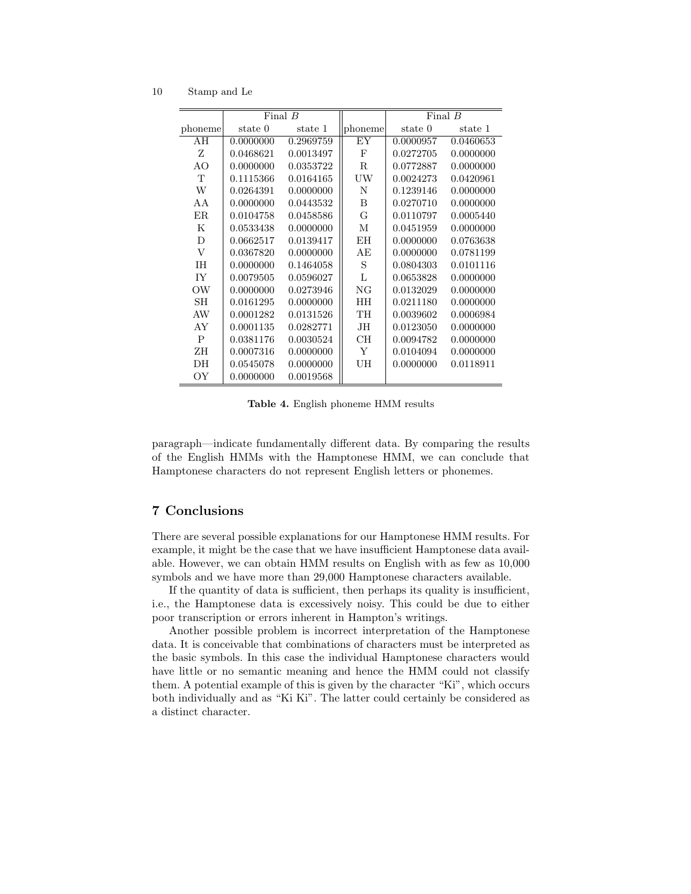| | Final $B$ | | | Final $B$ | |
|---|---|---|---|---|---|
| phoneme | state 0 | state 1 | phoneme | state 0 | state 1 |
| AH | 0.0000000 | 0.2969759 | EY | 0.0000957 | 0.0460653 |
| Z | 0.0468621 | 0.0013497 | F | 0.0272705 | 0.0000000 |
| AO | 0.0000000 | 0.0353722 | R | 0.0772887 | 0.0000000 |
| T | 0.1115366 | 0.0164165 | UW | 0.0024273 | 0.0420961 |
| W | 0.0264391 | 0.0000000 | N | 0.1239146 | 0.0000000 |
| AA | 0.0000000 | 0.0443532 | B | 0.0270710 | 0.0000000 |
| ER | 0.0104758 | 0.0458586 | G | 0.0110797 | 0.0005440 |
| K | 0.0533438 | 0.0000000 | M | 0.0451959 | 0.0000000 |
| D | 0.0662517 | 0.0139417 | EH | 0.0000000 | 0.0763638 |
| V | 0.0367820 | 0.0000000 | AE | 0.0000000 | 0.0781199 |
| IH | 0.0000000 | 0.1464058 | S | 0.0804303 | 0.0101116 |
| IY | 0.0079505 | 0.0596027 | L | 0.0653828 | 0.0000000 |
| OW | 0.0000000 | 0.0273946 | NG | 0.0132029 | 0.0000000 |
| SH | 0.0161295 | 0.0000000 | HH | 0.0211180 | 0.0000000 |
| AW | 0.0001282 | 0.0131526 | TH | 0.0039602 | 0.0006984 |
| AY | 0.0001135 | 0.0282771 | JH | 0.0123050 | 0.0000000 |
| P | 0.0381176 | 0.0030524 | CH | 0.0094782 | 0.0000000 |
| ZH | 0.0007316 | 0.0000000 | Y | 0.0104094 | 0.0000000 |
| DH | 0.0545078 | 0.0000000 | UH | 0.0000000 | 0.0118911 |
| OY | 0.0000000 | 0.0019568 | | | |

**Table 4.** English phoneme HMM results

paragraph—indicate fundamentally different data. By comparing the results of the English HMMs with the Hamptonese HMM, we can conclude that Hamptonese characters do not represent English letters or phonemes.

## 7 Conclusions

There are several possible explanations for our Hamptonese HMM results. For example, it might be the case that we have insufficient Hamptonese data available. However, we can obtain HMM results on English with as few as 10,000 symbols and we have more than 29,000 Hamptonese characters available.

If the quantity of data is sufficient, then perhaps its quality is insufficient, i.e., the Hamptonese data is excessively noisy. This could be due to either poor transcription or errors inherent in Hampton's writings.

Another possible problem is incorrect interpretation of the Hamptonese data. It is conceivable that combinations of characters must be interpreted as the basic symbols. In this case the individual Hamptonese characters would have little or no semantic meaning and hence the HMM could not classify them. A potential example of this is given by the character "Ki", which occurs both individually and as "Ki Ki". The latter could certainly be considered as a distinct character.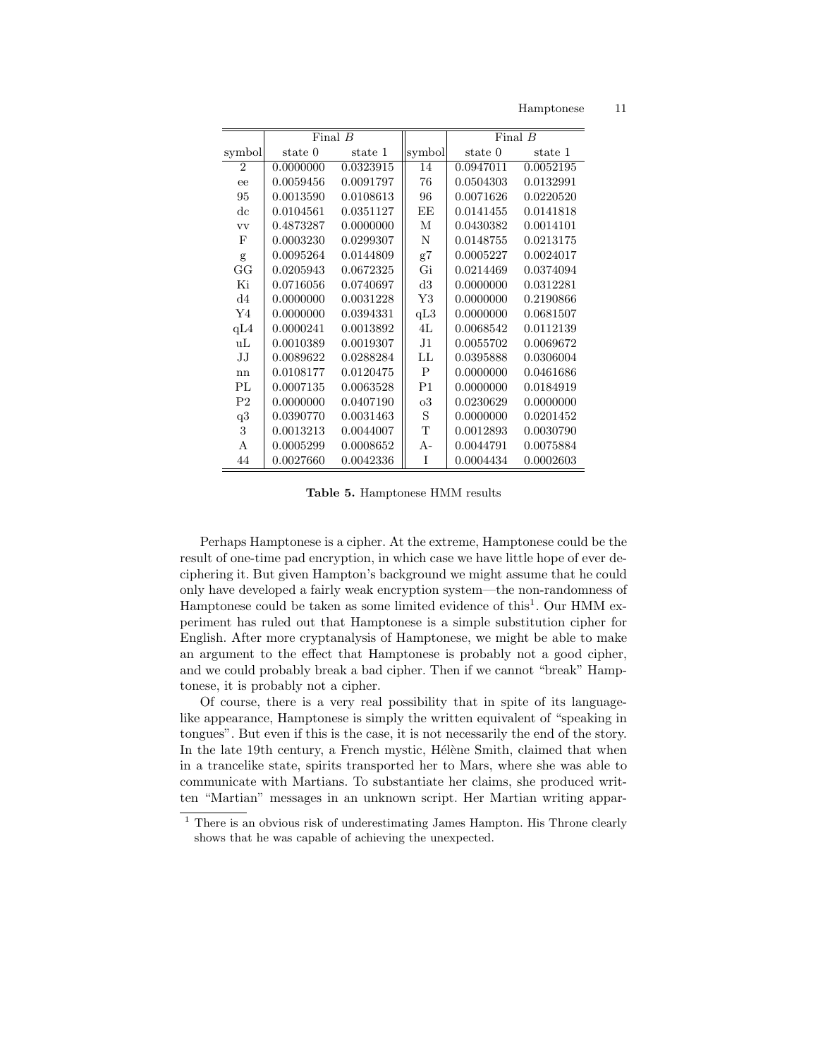| symbol | Final $B$ | | symbol | Final $B$ | |
|---|---|---|---|---|---|
| | state 0 | state 1 | | state 0 | state 1 |
| 2 | 0.0000000 | 0.0323915 | 14 | 0.0947011 | 0.0052195 |
| ee | 0.0059456 | 0.0091797 | 76 | 0.0504303 | 0.0132991 |
| 95 | 0.0013590 | 0.0108613 | 96 | 0.0071626 | 0.0220520 |
| dc | 0.0104561 | 0.0351127 | EE | 0.0141455 | 0.0141818 |
| vv | 0.4873287 | 0.0000000 | M | 0.0430382 | 0.0014101 |
| F | 0.0003230 | 0.0299307 | N | 0.0148755 | 0.0213175 |
| g | 0.0095264 | 0.0144809 | g7 | 0.0005227 | 0.0024017 |
| GG | 0.0205943 | 0.0672325 | Gi | 0.0214469 | 0.0374094 |
| Ki | 0.0716056 | 0.0740697 | d3 | 0.0000000 | 0.0312281 |
| d4 | 0.0000000 | 0.0031228 | Y3 | 0.0000000 | 0.2190866 |
| Y4 | 0.0000000 | 0.0394331 | qL3 | 0.0000000 | 0.0681507 |
| qL4 | 0.0000241 | 0.0013892 | 4L | 0.0068542 | 0.0112139 |
| uL | 0.0010389 | 0.0019307 | J1 | 0.0055702 | 0.0069672 |
| JJ | 0.0089622 | 0.0288284 | LL | 0.0395888 | 0.0306004 |
| nn | 0.0108177 | 0.0120475 | P | 0.0000000 | 0.0461686 |
| PL | 0.0007135 | 0.0063528 | P1 | 0.0000000 | 0.0184919 |
| P2 | 0.0000000 | 0.0407190 | o3 | 0.0230629 | 0.0000000 |
| q3 | 0.0390770 | 0.0031463 | S | 0.0000000 | 0.0201452 |
| 3 | 0.0013213 | 0.0044007 | T | 0.0012893 | 0.0030790 |
| A | 0.0005299 | 0.0008652 | A- | 0.0044791 | 0.0075884 |
| 44 | 0.0027660 | 0.0042336 | I | 0.0004434 | 0.0002603 |

**Table 5.** Hamptonese HMM results

Perhaps Hamptonese is a cipher. At the extreme, Hamptonese could be the result of one-time pad encryption, in which case we have little hope of ever deciphering it. But given Hampton's background we might assume that he could only have developed a fairly weak encryption system—the non-randomness of Hamptonese could be taken as some limited evidence of this[1]. Our HMM experiment has ruled out that Hamptonese is a simple substitution cipher for English. After more cryptanalysis of Hamptonese, we might be able to make an argument to the effect that Hamptonese is probably not a good cipher, and we could probably break a bad cipher. Then if we cannot "break" Hamptonese, it is probably not a cipher.

Of course, there is a very real possibility that in spite of its language-like appearance, Hamptonese is simply the written equivalent of "speaking in tongues". But even if this is the case, it is not necessarily the end of the story. In the late 19th century, a French mystic, Hélène Smith, claimed that when in a trancelike state, spirits transported her to Mars, where she was able to communicate with Martians. To substantiate her claims, she produced written "Martian" messages in an unknown script. Her Martian writing appar-

[1] There is an obvious risk of underestimating James Hampton. His Throne clearly shows that he was capable of achieving the unexpected.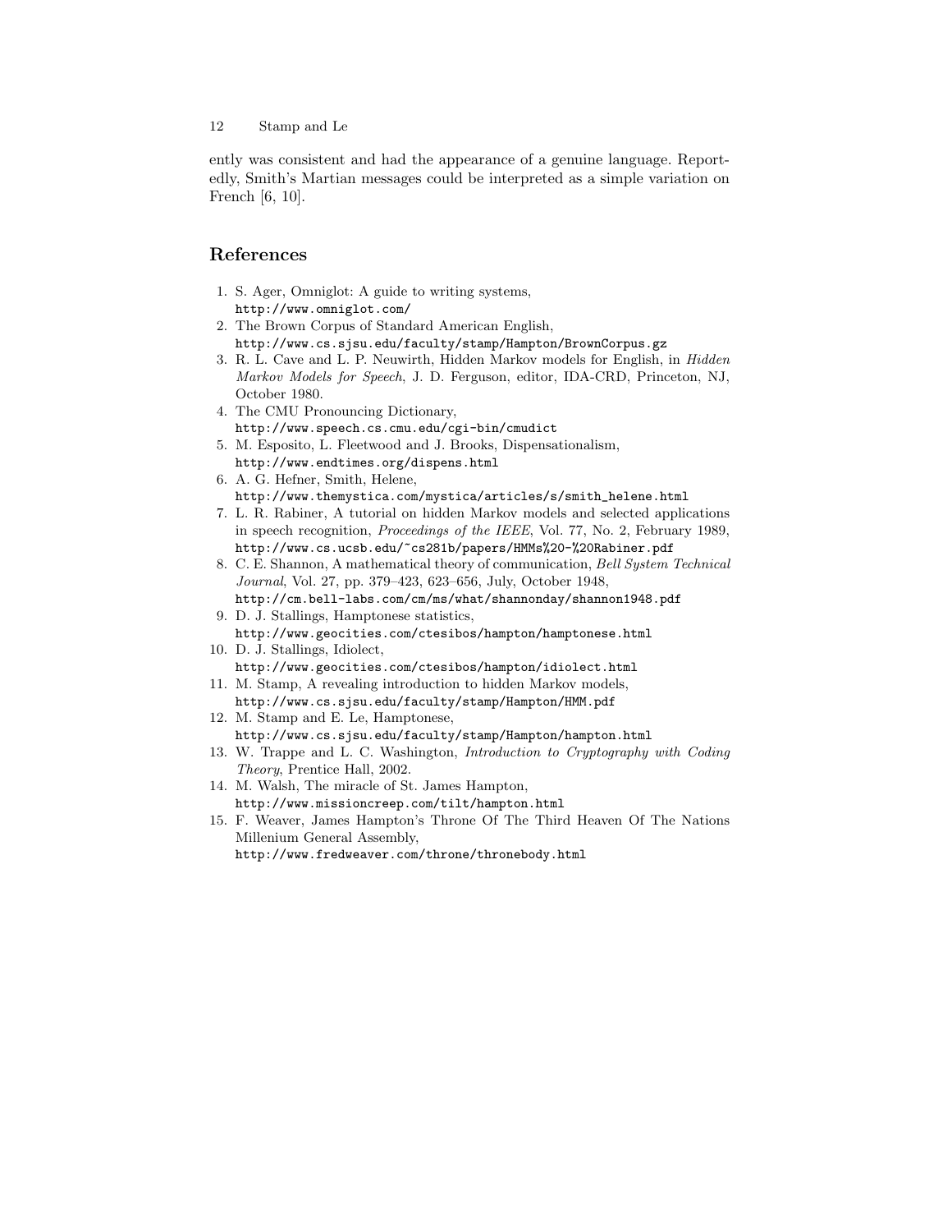ently was consistent and had the appearance of a genuine language. Reportedly, Smith's Martian messages could be interpreted as a simple variation on French [6, 10].

## References

1. S. Ager, Omniglot: A guide to writing systems, `http://www.omniglot.com/`
2. The Brown Corpus of Standard American English, `http://www.cs.sjsu.edu/faculty/stamp/Hampton/BrownCorpus.gz`
3. R. L. Cave and L. P. Neuwirth, Hidden Markov models for English, in *Hidden Markov Models for Speech*, J. D. Ferguson, editor, IDA-CRD, Princeton, NJ, October 1980.
4. The CMU Pronouncing Dictionary, `http://www.speech.cs.cmu.edu/cgi-bin/cmudict`
5. M. Esposito, L. Fleetwood and J. Brooks, Dispensationalism, `http://www.endtimes.org/dispens.html`
6. A. G. Hefner, Smith, Helene, `http://www.themystica.com/mystica/articles/s/smith_helene.html`
7. L. R. Rabiner, A tutorial on hidden Markov models and selected applications in speech recognition, *Proceedings of the IEEE*, Vol. 77, No. 2, February 1989, `http://www.cs.ucsb.edu/~cs281b/papers/HMMs%20-%20Rabiner.pdf`
8. C. E. Shannon, A mathematical theory of communication, *Bell System Technical Journal*, Vol. 27, pp. 379–423, 623–656, July, October 1948, `http://cm.bell-labs.com/cm/ms/what/shannonday/shannon1948.pdf`
9. D. J. Stallings, Hamptonese statistics, `http://www.geocities.com/ctesibos/hampton/hamptonese.html`
10. D. J. Stallings, Idiolect, `http://www.geocities.com/ctesibos/hampton/idiolect.html`
11. M. Stamp, A revealing introduction to hidden Markov models, `http://www.cs.sjsu.edu/faculty/stamp/Hampton/HMM.pdf`
12. M. Stamp and E. Le, Hamptonese, `http://www.cs.sjsu.edu/faculty/stamp/Hampton/hampton.html`
13. W. Trappe and L. C. Washington, *Introduction to Cryptography with Coding Theory*, Prentice Hall, 2002.
14. M. Walsh, The miracle of St. James Hampton, `http://www.missioncreep.com/tilt/hampton.html`
15. F. Weaver, James Hampton's Throne Of The Third Heaven Of The Nations Millenium General Assembly, `http://www.fredweaver.com/throne/thronebody.html`